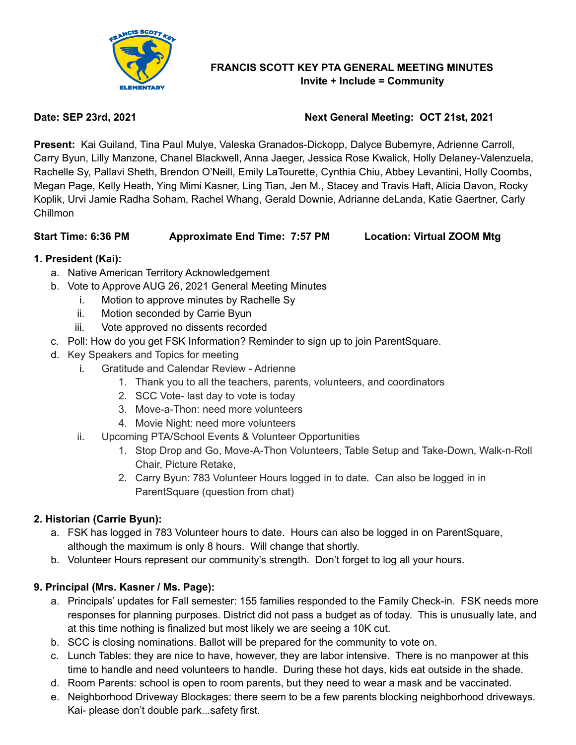# FRANCIS SCOTT KEY PTA GENERAL MEETING MINUTES

**Invite + Include = Community**

**Date: SEP 23rd, 2021** **Next General Meeting: OCT 21st, 2021**

**Present:** Kai Guiland, Tina Paul Mulye, Valeska Granados-Dickopp, Dalyce Bubemyre, Adrienne Carroll, Carry Byun, Lilly Manzone, Chanel Blackwell, Anna Jaeger, Jessica Rose Kwalick, Holly Delaney-Valenzuela, Rachelle Sy, Pallavi Sheth, Brendon O'Neill, Emily LaTourette, Cynthia Chiu, Abbey Levantini, Holly Coombs, Megan Page, Kelly Heath, Ying Mimi Kasner, Ling Tian, Jen M., Stacey and Travis Haft, Alicia Davon, Rocky Koplik, Urvi Jamie Radha Soham, Rachel Whang, Gerald Downie, Adrianne deLanda, Katie Gaertner, Carly Chillmon

**Start Time: 6:36 PM** **Approximate End Time: 7:57 PM** **Location: Virtual ZOOM Mtg**

**1. President (Kai):**

a. Native American Territory Acknowledgement
b. Vote to Approve AUG 26, 2021 General Meeting Minutes
   i. Motion to approve minutes by Rachelle Sy
   ii. Motion seconded by Carrie Byun
   iii. Vote approved no dissents recorded
c. Poll: How do you get FSK Information? Reminder to sign up to join ParentSquare.
d. Key Speakers and Topics for meeting
   i. Gratitude and Calendar Review - Adrienne
      1. Thank you to all the teachers, parents, volunteers, and coordinators
      2. SCC Vote- last day to vote is today
      3. Move-a-Thon: need more volunteers
      4. Movie Night: need more volunteers
   ii. Upcoming PTA/School Events & Volunteer Opportunities
      1. Stop Drop and Go, Move-A-Thon Volunteers, Table Setup and Take-Down, Walk-n-Roll Chair, Picture Retake,
      2. Carry Byun: 783 Volunteer Hours logged in to date. Can also be logged in in ParentSquare (question from chat)

**2. Historian (Carrie Byun):**

a. FSK has logged in 783 Volunteer hours to date. Hours can also be logged in on ParentSquare, although the maximum is only 8 hours. Will change that shortly.
b. Volunteer Hours represent our community's strength. Don't forget to log all your hours.

**9. Principal (Mrs. Kasner / Ms. Page):**

a. Principals' updates for Fall semester: 155 families responded to the Family Check-in. FSK needs more responses for planning purposes. District did not pass a budget as of today. This is unusually late, and at this time nothing is finalized but most likely we are seeing a 10K cut.
b. SCC is closing nominations. Ballot will be prepared for the community to vote on.
c. Lunch Tables: they are nice to have, however, they are labor intensive. There is no manpower at this time to handle and need volunteers to handle. During these hot days, kids eat outside in the shade.
d. Room Parents: school is open to room parents, but they need to wear a mask and be vaccinated.
e. Neighborhood Driveway Blockages: there seem to be a few parents blocking neighborhood driveways. Kai- please don't double park...safety first.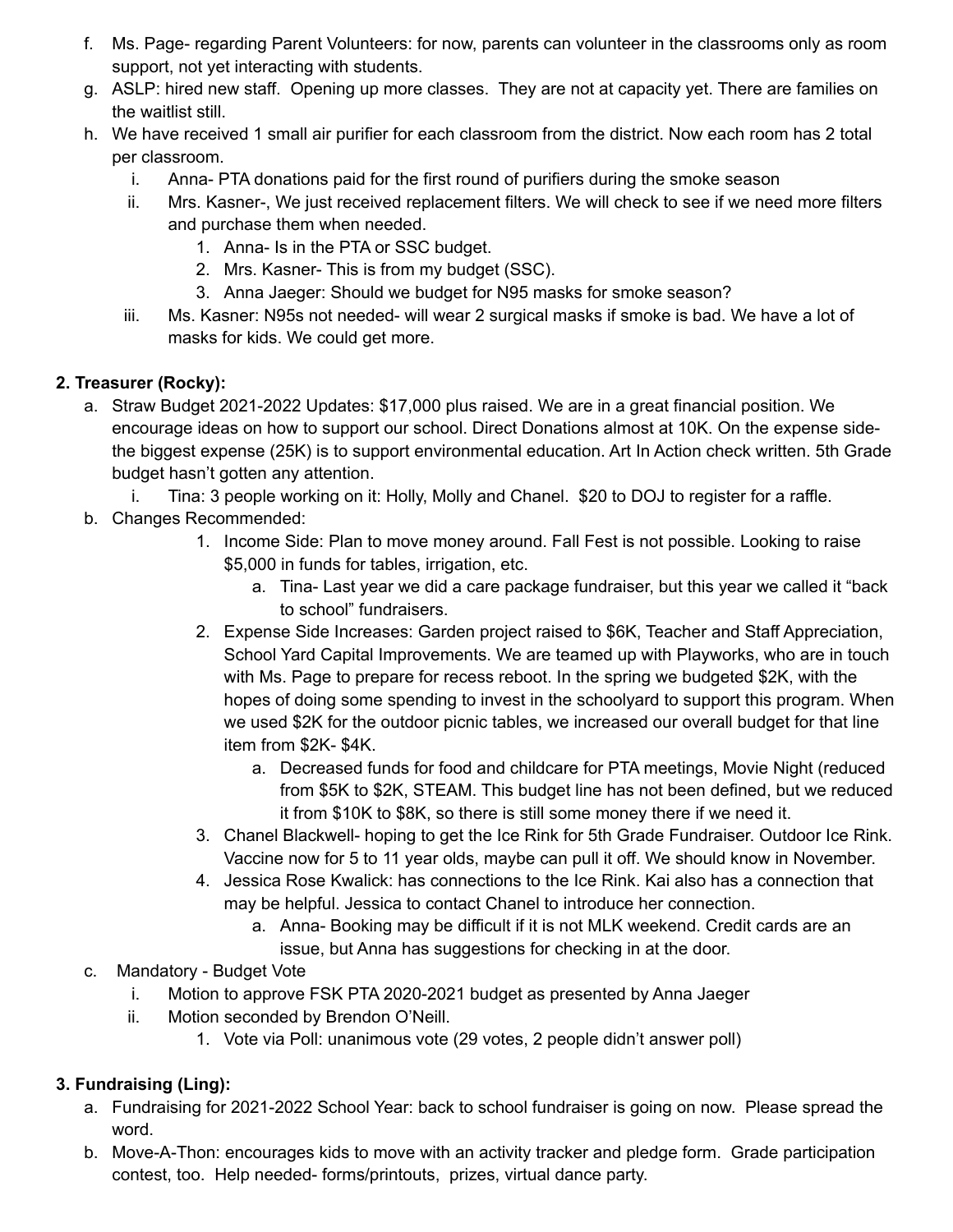f. Ms. Page- regarding Parent Volunteers: for now, parents can volunteer in the classrooms only as room support, not yet interacting with students.

g. ASLP: hired new staff. Opening up more classes. They are not at capacity yet. There are families on the waitlist still.

h. We have received 1 small air purifier for each classroom from the district. Now each room has 2 total per classroom.
   - i. Anna- PTA donations paid for the first round of purifiers during the smoke season
   - ii. Mrs. Kasner-, We just received replacement filters. We will check to see if we need more filters and purchase them when needed.
     1. Anna- Is in the PTA or SSC budget.
     2. Mrs. Kasner- This is from my budget (SSC).
     3. Anna Jaeger: Should we budget for N95 masks for smoke season?
   - iii. Ms. Kasner: N95s not needed- will wear 2 surgical masks if smoke is bad. We have a lot of masks for kids. We could get more.

**2. Treasurer (Rocky):**

a. Straw Budget 2021-2022 Updates: $17,000 plus raised. We are in a great financial position. We encourage ideas on how to support our school. Direct Donations almost at 10K. On the expense side- the biggest expense (25K) is to support environmental education. Art In Action check written. 5th Grade budget hasn't gotten any attention.
   - i. Tina: 3 people working on it: Holly, Molly and Chanel. $20 to DOJ to register for a raffle.

b. Changes Recommended:
   1. Income Side: Plan to move money around. Fall Fest is not possible. Looking to raise $5,000 in funds for tables, irrigation, etc.
      - a. Tina- Last year we did a care package fundraiser, but this year we called it "back to school" fundraisers.
   2. Expense Side Increases: Garden project raised to $6K, Teacher and Staff Appreciation, School Yard Capital Improvements. We are teamed up with Playworks, who are in touch with Ms. Page to prepare for recess reboot. In the spring we budgeted $2K, with the hopes of doing some spending to invest in the schoolyard to support this program. When we used $2K for the outdoor picnic tables, we increased our overall budget for that line item from $2K- $4K.
      - a. Decreased funds for food and childcare for PTA meetings, Movie Night (reduced from $5K to $2K, STEAM. This budget line has not been defined, but we reduced it from $10K to $8K, so there is still some money there if we need it.
   3. Chanel Blackwell- hoping to get the Ice Rink for 5th Grade Fundraiser. Outdoor Ice Rink. Vaccine now for 5 to 11 year olds, maybe can pull it off. We should know in November.
   4. Jessica Rose Kwalick: has connections to the Ice Rink. Kai also has a connection that may be helpful. Jessica to contact Chanel to introduce her connection.
      - a. Anna- Booking may be difficult if it is not MLK weekend. Credit cards are an issue, but Anna has suggestions for checking in at the door.

c. Mandatory - Budget Vote
   - i. Motion to approve FSK PTA 2020-2021 budget as presented by Anna Jaeger
   - ii. Motion seconded by Brendon O'Neill.
     1. Vote via Poll: unanimous vote (29 votes, 2 people didn't answer poll)

**3. Fundraising (Ling):**

a. Fundraising for 2021-2022 School Year: back to school fundraiser is going on now. Please spread the word.

b. Move-A-Thon: encourages kids to move with an activity tracker and pledge form. Grade participation contest, too. Help needed- forms/printouts, prizes, virtual dance party.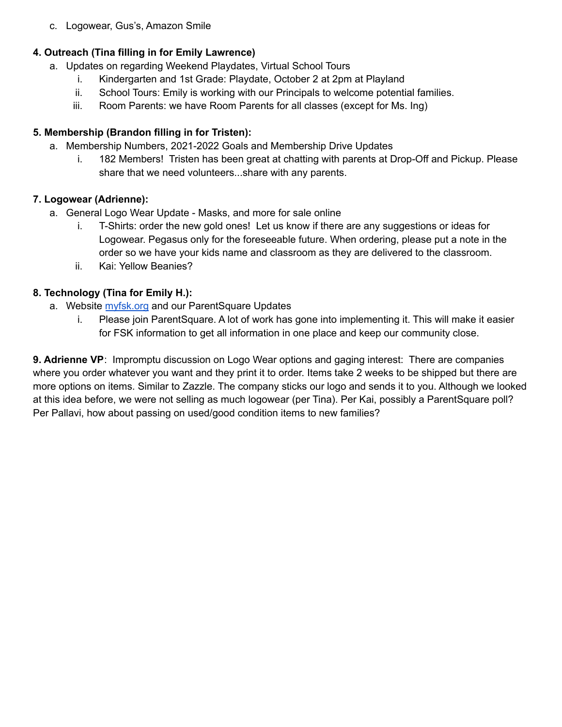c. Logowear, Gus's, Amazon Smile

**4. Outreach (Tina filling in for Emily Lawrence)**

a. Updates on regarding Weekend Playdates, Virtual School Tours
   i. Kindergarten and 1st Grade: Playdate, October 2 at 2pm at Playland
   ii. School Tours: Emily is working with our Principals to welcome potential families.
   iii. Room Parents: we have Room Parents for all classes (except for Ms. Ing)

**5. Membership (Brandon filling in for Tristen):**

a. Membership Numbers, 2021-2022 Goals and Membership Drive Updates
   i. 182 Members! Tristen has been great at chatting with parents at Drop-Off and Pickup. Please share that we need volunteers...share with any parents.

**7. Logowear (Adrienne):**

a. General Logo Wear Update - Masks, and more for sale online
   i. T-Shirts: order the new gold ones! Let us know if there are any suggestions or ideas for Logowear. Pegasus only for the foreseeable future. When ordering, please put a note in the order so we have your kids name and classroom as they are delivered to the classroom.
   ii. Kai: Yellow Beanies?

**8. Technology (Tina for Emily H.):**

a. Website [myfsk.org](myfsk.org) and our ParentSquare Updates
   i. Please join ParentSquare. A lot of work has gone into implementing it. This will make it easier for FSK information to get all information in one place and keep our community close.

**9. Adrienne VP**: Impromptu discussion on Logo Wear options and gaging interest: There are companies where you order whatever you want and they print it to order. Items take 2 weeks to be shipped but there are more options on items. Similar to Zazzle. The company sticks our logo and sends it to you. Although we looked at this idea before, we were not selling as much logowear (per Tina). Per Kai, possibly a ParentSquare poll? Per Pallavi, how about passing on used/good condition items to new families?